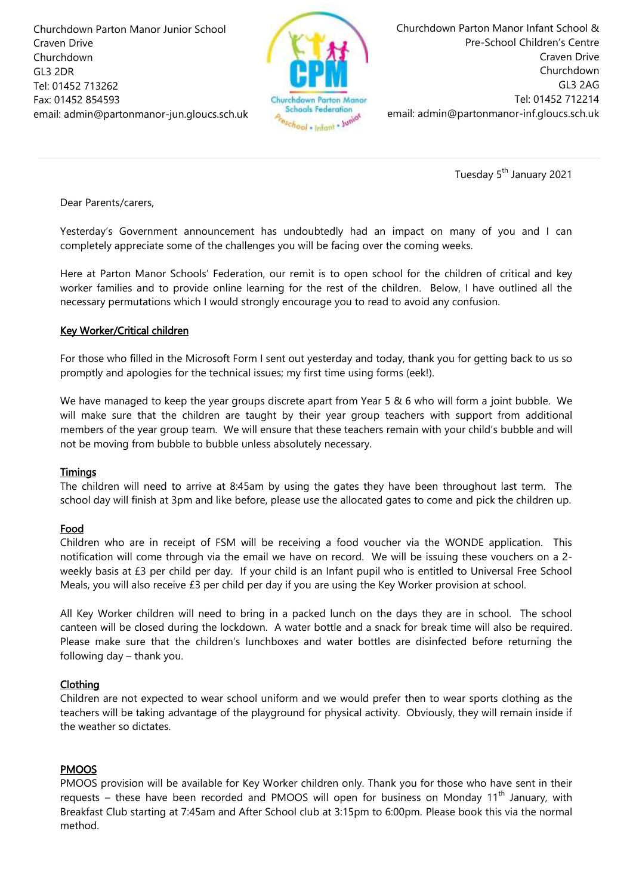Churchdown Parton Manor Junior School
Craven Drive
Churchdown
GL3 2DR
Tel: 01452 713262
Fax: 01452 854593
email: admin@partonmanor-jun.gloucs.sch.uk

Churchdown Parton Manor Infant School &
Pre-School Children's Centre
Craven Drive
Churchdown
GL3 2AG
Tel: 01452 712214
email: admin@partonmanor-inf.gloucs.sch.uk

Tuesday 5th January 2021

Dear Parents/carers,

Yesterday's Government announcement has undoubtedly had an impact on many of you and I can completely appreciate some of the challenges you will be facing over the coming weeks.

Here at Parton Manor Schools' Federation, our remit is to open school for the children of critical and key worker families and to provide online learning for the rest of the children. Below, I have outlined all the necessary permutations which I would strongly encourage you to read to avoid any confusion.

**Key Worker/Critical children**

For those who filled in the Microsoft Form I sent out yesterday and today, thank you for getting back to us so promptly and apologies for the technical issues; my first time using forms (eek!).

We have managed to keep the year groups discrete apart from Year 5 & 6 who will form a joint bubble. We will make sure that the children are taught by their year group teachers with support from additional members of the year group team. We will ensure that these teachers remain with your child's bubble and will not be moving from bubble to bubble unless absolutely necessary.

**Timings**

The children will need to arrive at 8:45am by using the gates they have been throughout last term. The school day will finish at 3pm and like before, please use the allocated gates to come and pick the children up.

**Food**

Children who are in receipt of FSM will be receiving a food voucher via the WONDE application. This notification will come through via the email we have on record. We will be issuing these vouchers on a 2-weekly basis at £3 per child per day. If your child is an Infant pupil who is entitled to Universal Free School Meals, you will also receive £3 per child per day if you are using the Key Worker provision at school.

All Key Worker children will need to bring in a packed lunch on the days they are in school. The school canteen will be closed during the lockdown. A water bottle and a snack for break time will also be required. Please make sure that the children's lunchboxes and water bottles are disinfected before returning the following day – thank you.

**Clothing**

Children are not expected to wear school uniform and we would prefer then to wear sports clothing as the teachers will be taking advantage of the playground for physical activity. Obviously, they will remain inside if the weather so dictates.

**PMOOS**

PMOOS provision will be available for Key Worker children only. Thank you for those who have sent in their requests – these have been recorded and PMOOS will open for business on Monday 11th January, with Breakfast Club starting at 7:45am and After School club at 3:15pm to 6:00pm. Please book this via the normal method.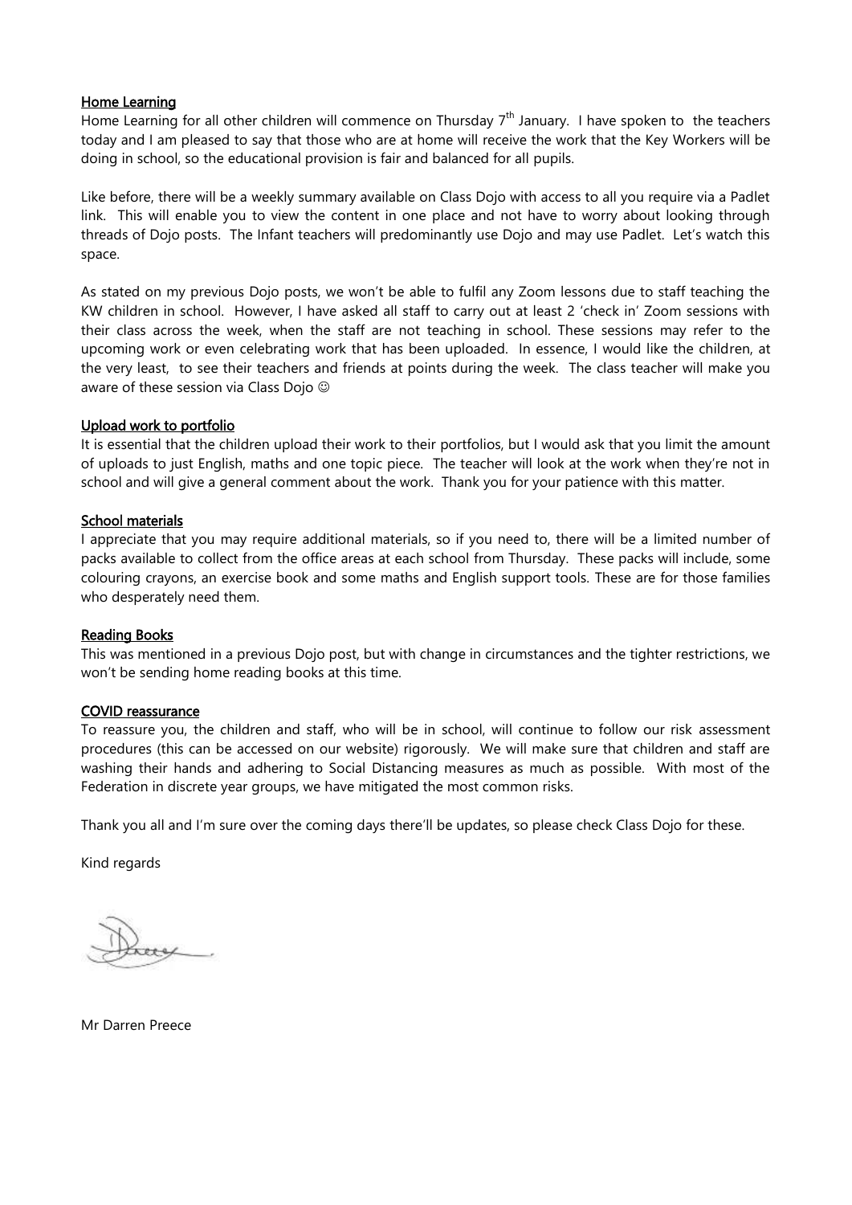**Home Learning**

Home Learning for all other children will commence on Thursday 7th January. I have spoken to the teachers today and I am pleased to say that those who are at home will receive the work that the Key Workers will be doing in school, so the educational provision is fair and balanced for all pupils.

Like before, there will be a weekly summary available on Class Dojo with access to all you require via a Padlet link. This will enable you to view the content in one place and not have to worry about looking through threads of Dojo posts. The Infant teachers will predominantly use Dojo and may use Padlet. Let's watch this space.

As stated on my previous Dojo posts, we won't be able to fulfil any Zoom lessons due to staff teaching the KW children in school. However, I have asked all staff to carry out at least 2 'check in' Zoom sessions with their class across the week, when the staff are not teaching in school. These sessions may refer to the upcoming work or even celebrating work that has been uploaded. In essence, I would like the children, at the very least, to see their teachers and friends at points during the week. The class teacher will make you aware of these session via Class Dojo ☺

**Upload work to portfolio**

It is essential that the children upload their work to their portfolios, but I would ask that you limit the amount of uploads to just English, maths and one topic piece. The teacher will look at the work when they're not in school and will give a general comment about the work. Thank you for your patience with this matter.

**School materials**

I appreciate that you may require additional materials, so if you need to, there will be a limited number of packs available to collect from the office areas at each school from Thursday. These packs will include, some colouring crayons, an exercise book and some maths and English support tools. These are for those families who desperately need them.

**Reading Books**

This was mentioned in a previous Dojo post, but with change in circumstances and the tighter restrictions, we won't be sending home reading books at this time.

**COVID reassurance**

To reassure you, the children and staff, who will be in school, will continue to follow our risk assessment procedures (this can be accessed on our website) rigorously. We will make sure that children and staff are washing their hands and adhering to Social Distancing measures as much as possible. With most of the Federation in discrete year groups, we have mitigated the most common risks.

Thank you all and I'm sure over the coming days there'll be updates, so please check Class Dojo for these.

Kind regards

Mr Darren Preece